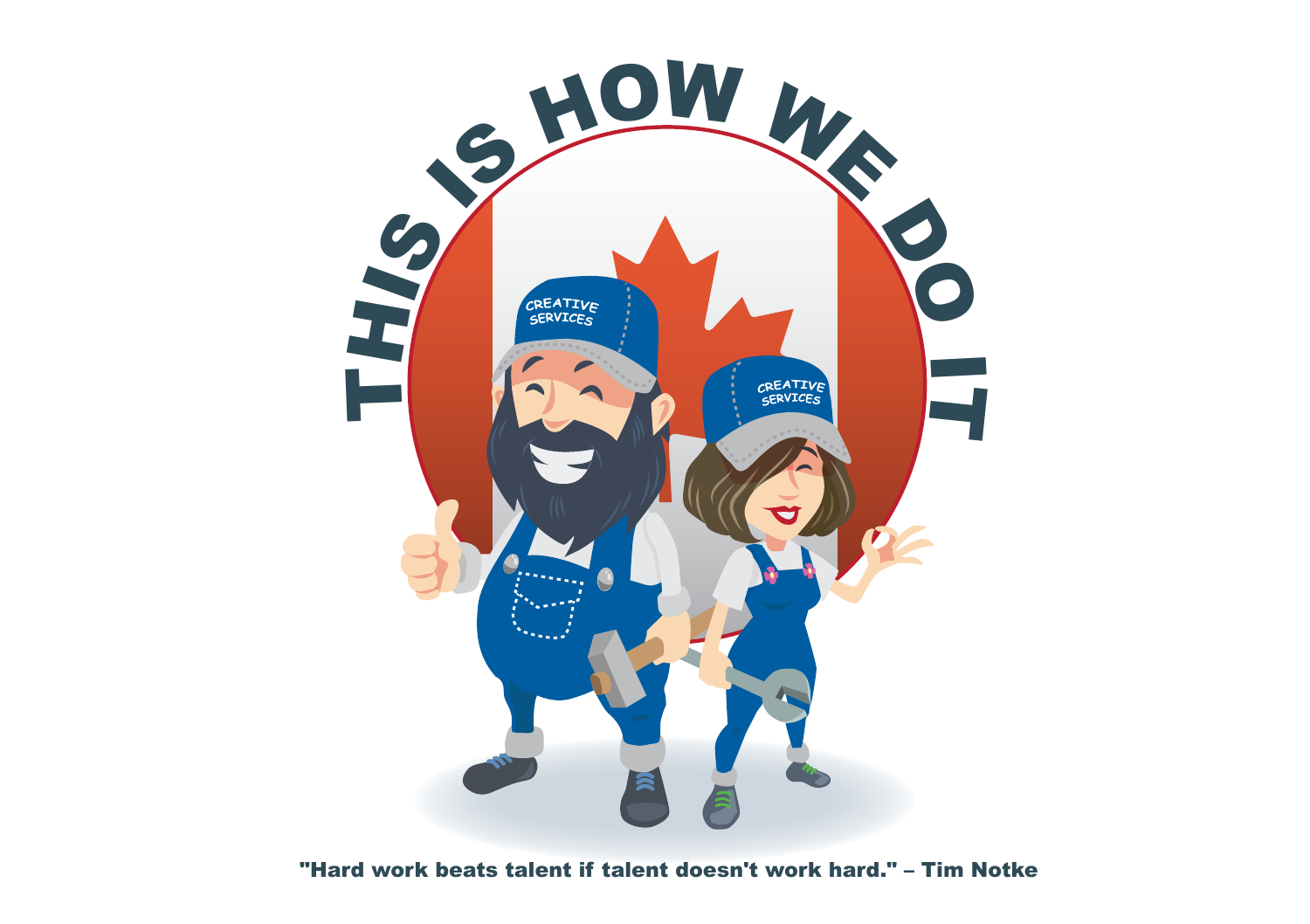# THIS IS HOW WE DO IT

CREATIVE SERVICES

"Hard work beats talent if talent doesn't work hard." – Tim Notke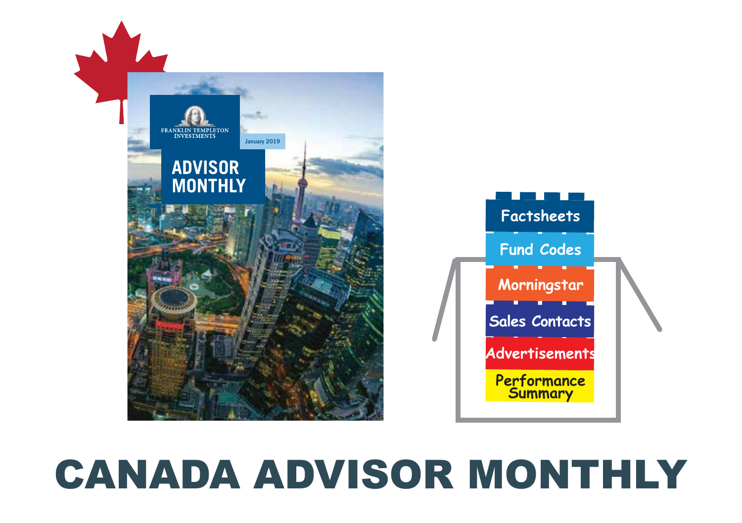FRANKLIN TEMPLETON INVESTMENTS

January 2019

ADVISOR MONTHLY

Factsheets

Fund Codes

Morningstar

Sales Contacts

Advertisements

Performance Summary

# CANADA ADVISOR MONTHLY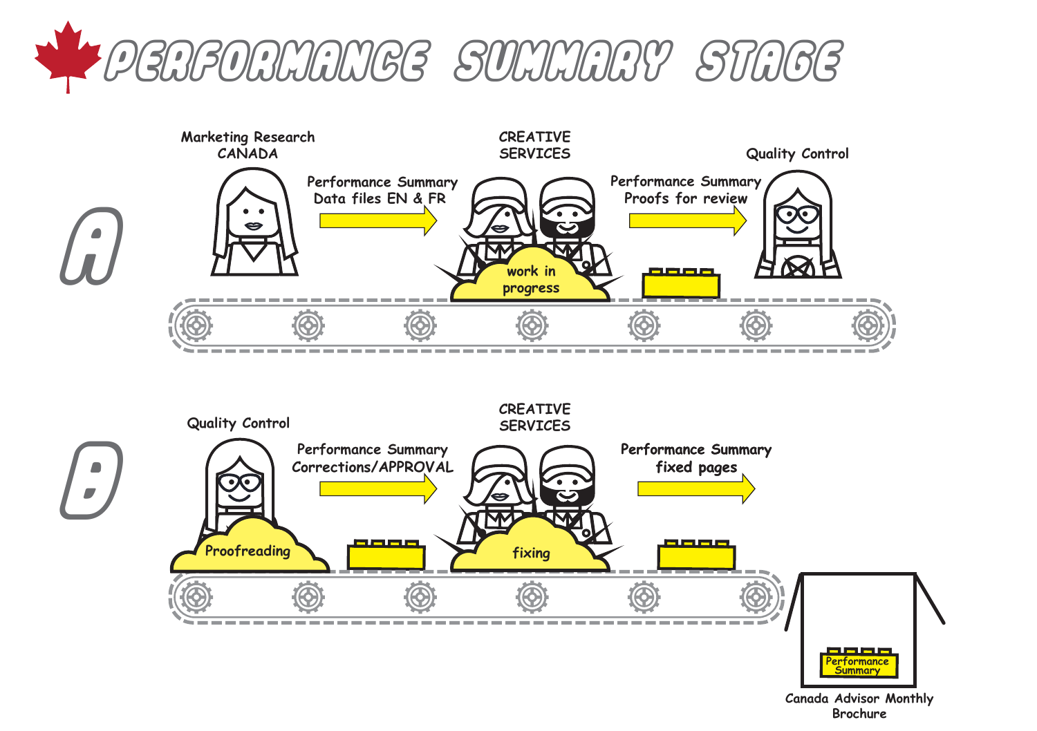# PERFORMANCE SUMMARY STAGE

## A

Marketing Research CANADA

Performance Summary Data files EN & FR

CREATIVE SERVICES

work in progress

Performance Summary Proofs for review

Quality Control

## B

Quality Control

Proofreading

Performance Summary Corrections/APPROVAL

CREATIVE SERVICES

fixing

Performance Summary fixed pages

Performance Summary

Canada Advisor Monthly Brochure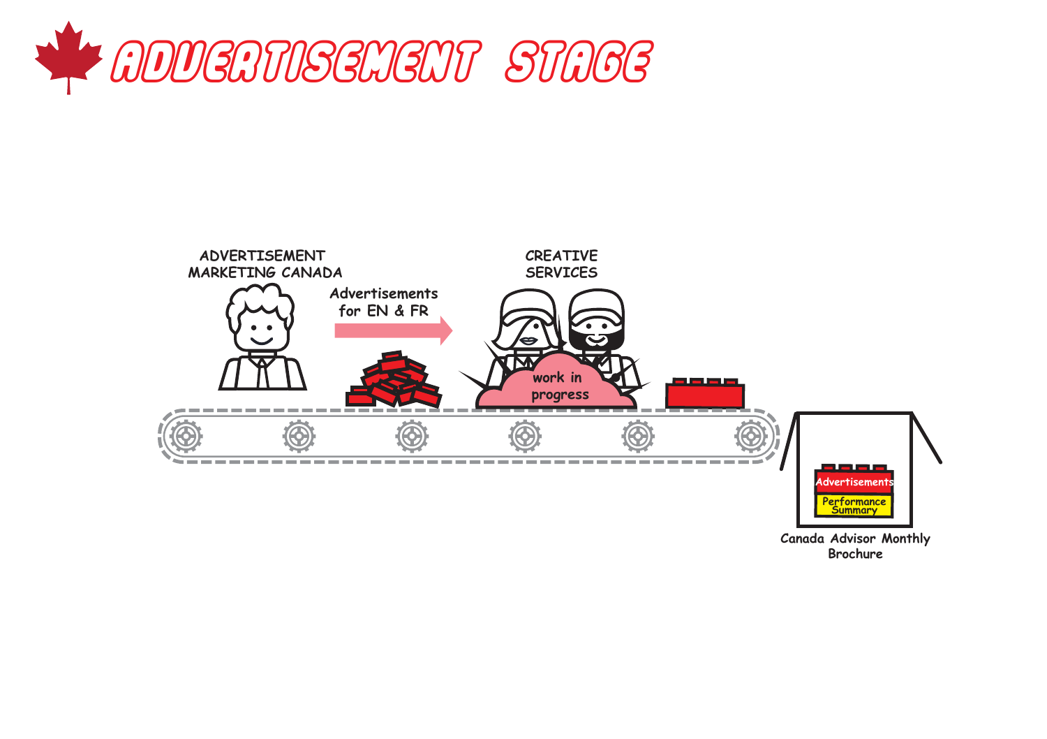# ADVERTISEMENT STAGE

ADVERTISEMENT MARKETING CANADA

Advertisements for EN & FR

CREATIVE SERVICES

work in progress

Advertisements

Performance Summary

Canada Advisor Monthly Brochure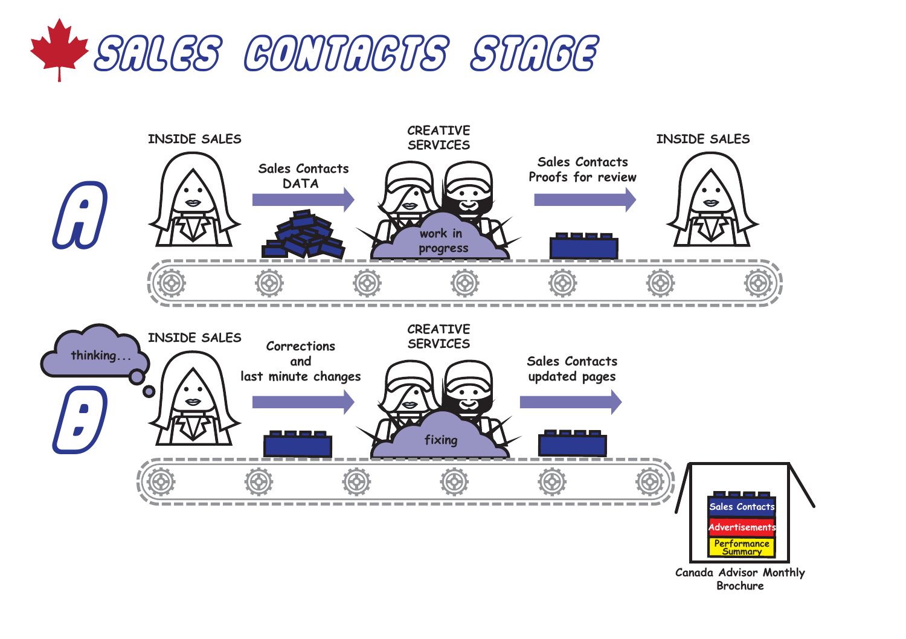# SALES CONTACTS STAGE

**A**

INSIDE SALES

Sales Contacts DATA

CREATIVE SERVICES

work in progress

Sales Contacts Proofs for review

INSIDE SALES

**B**

thinking...

INSIDE SALES

Corrections and last minute changes

CREATIVE SERVICES

fixing

Sales Contacts updated pages

Sales Contacts

Advertisements

Performance Summary

Canada Advisor Monthly Brochure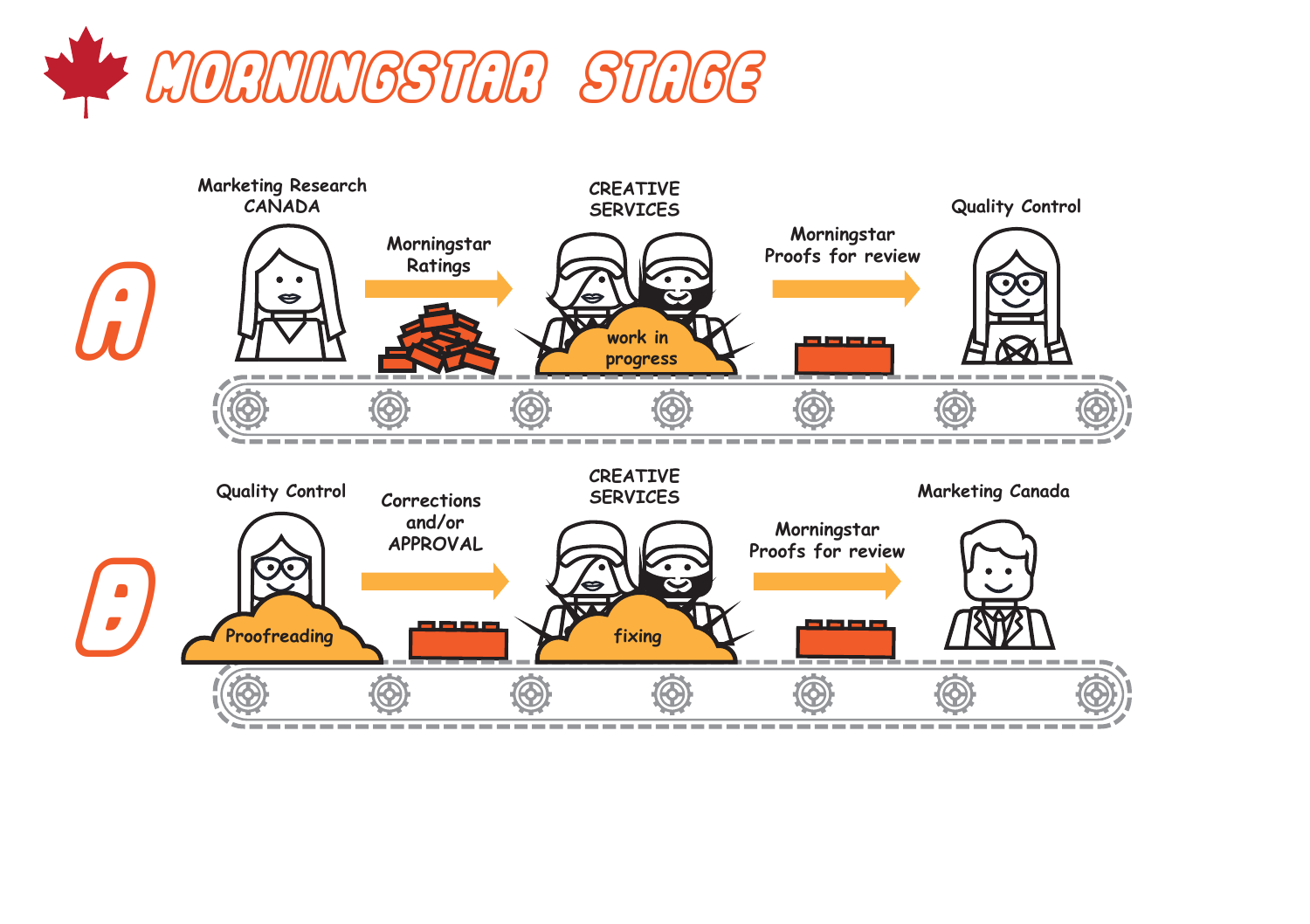# MORNINGSTAR STAGE

**A**

Marketing Research CANADA → Morningstar Ratings → CREATIVE SERVICES (work in progress) → Morningstar Proofs for review → Quality Control

**B**

Quality Control (Proofreading) → Corrections and/or APPROVAL → CREATIVE SERVICES (fixing) → Morningstar Proofs for review → Marketing Canada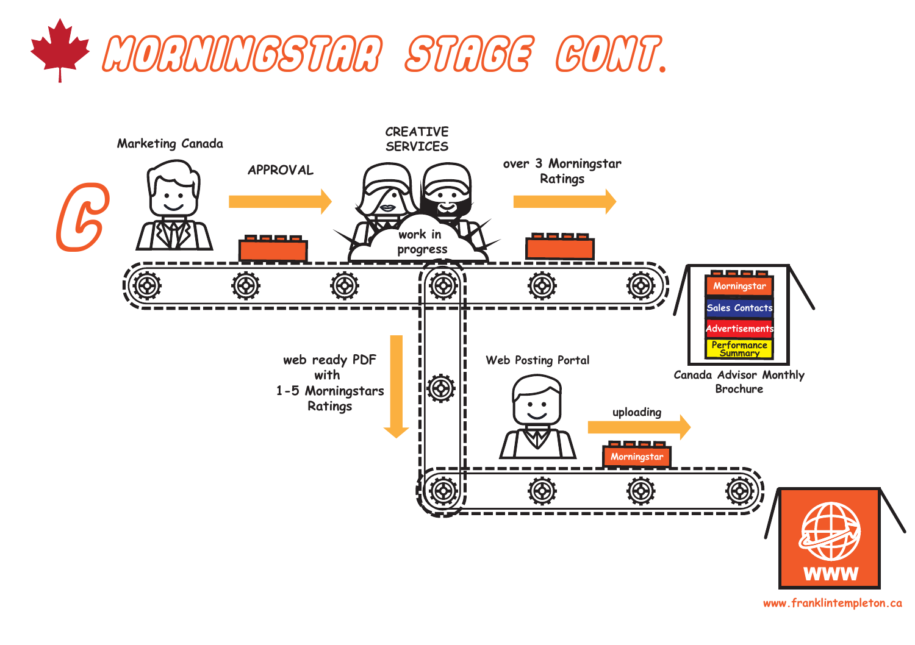# MORNINGSTAR STAGE CONT.

C

Marketing Canada

APPROVAL

CREATIVE SERVICES

work in progress

over 3 Morningstar Ratings

Morningstar

Sales Contacts

Advertisements

Performance Summary

Canada Advisor Monthly Brochure

web ready PDF with 1-5 Morningstars Ratings

Web Posting Portal

uploading

Morningstar

WWW

www.franklintempleton.ca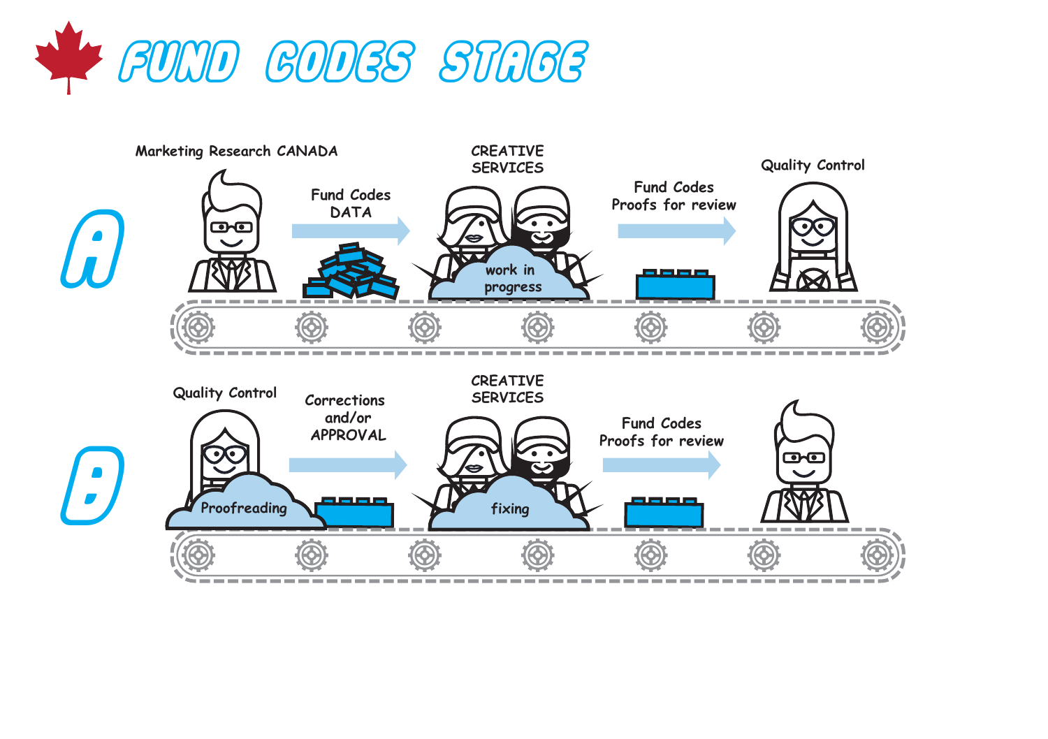# FUND CODES STAGE

## A

Marketing Research CANADA

Fund Codes DATA

CREATIVE SERVICES

work in progress

Fund Codes Proofs for review

Quality Control

## B

Quality Control

Proofreading

Corrections and/or APPROVAL

CREATIVE SERVICES

fixing

Fund Codes Proofs for review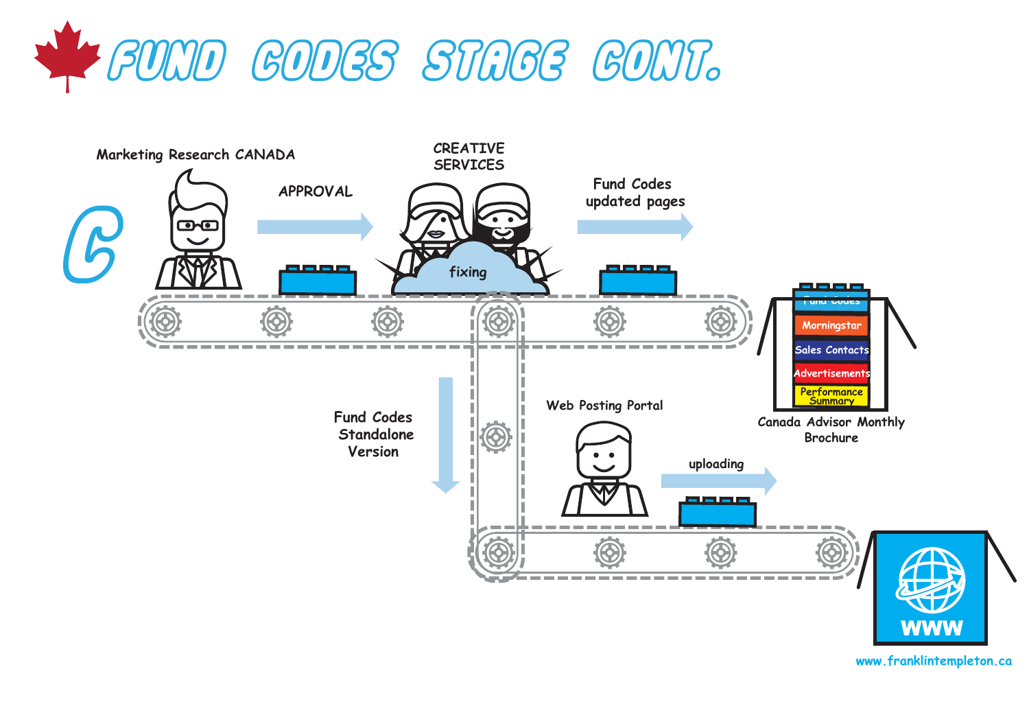# FUND CODES STAGE CONT.

C

Marketing Research CANADA

APPROVAL

CREATIVE SERVICES

fixing

Fund Codes updated pages

Fund Codes

Morningstar

Sales Contacts

Advertisements

Performance Summary

Canada Advisor Monthly Brochure

Fund Codes Standalone Version

Web Posting Portal

uploading

www

www.franklintempleton.ca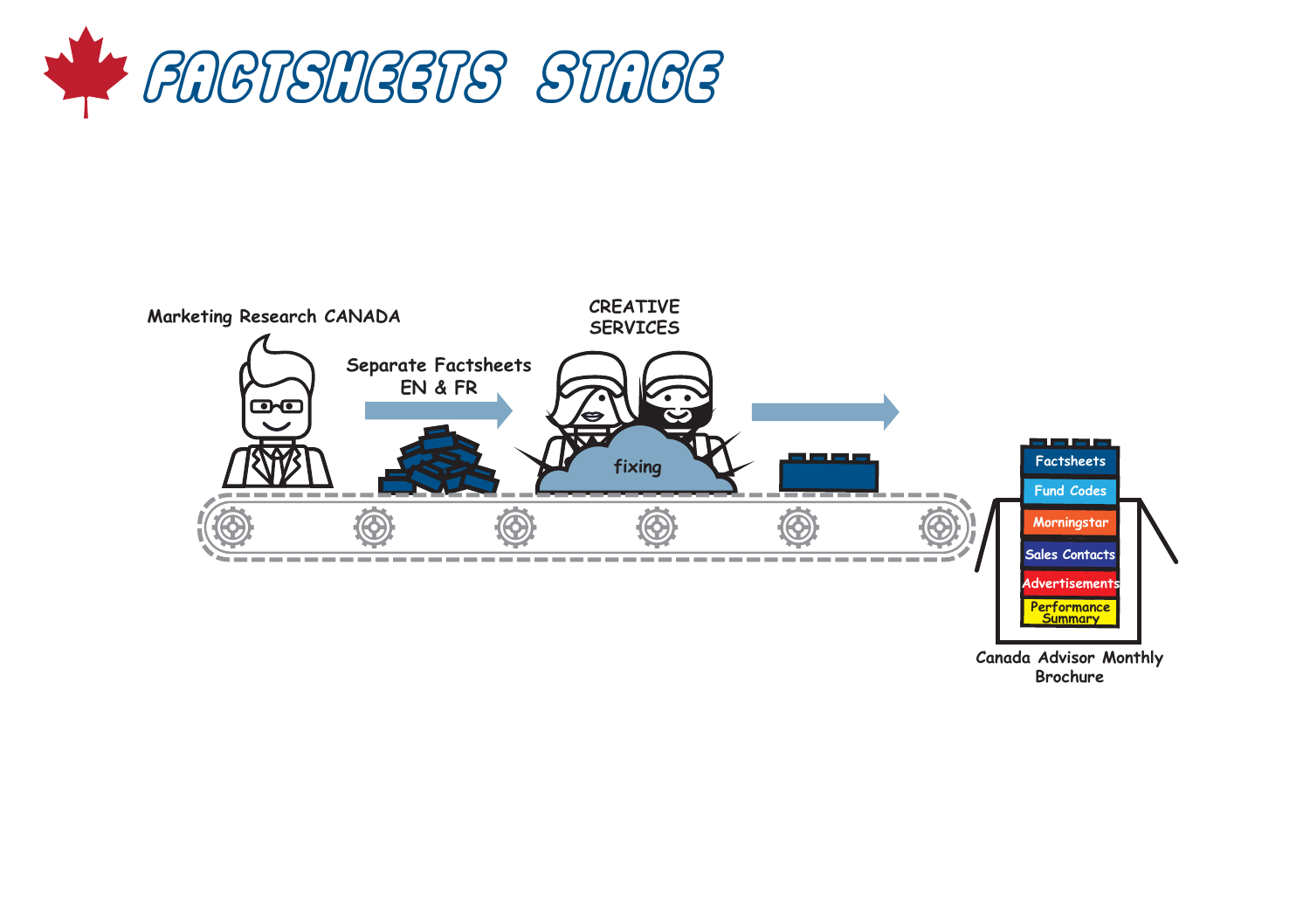# FACTSHEETS STAGE

Marketing Research CANADA

Separate Factsheets EN & FR

CREATIVE SERVICES

fixing

Factsheets

Fund Codes

Morningstar

Sales Contacts

Advertisements

Performance Summary

Canada Advisor Monthly Brochure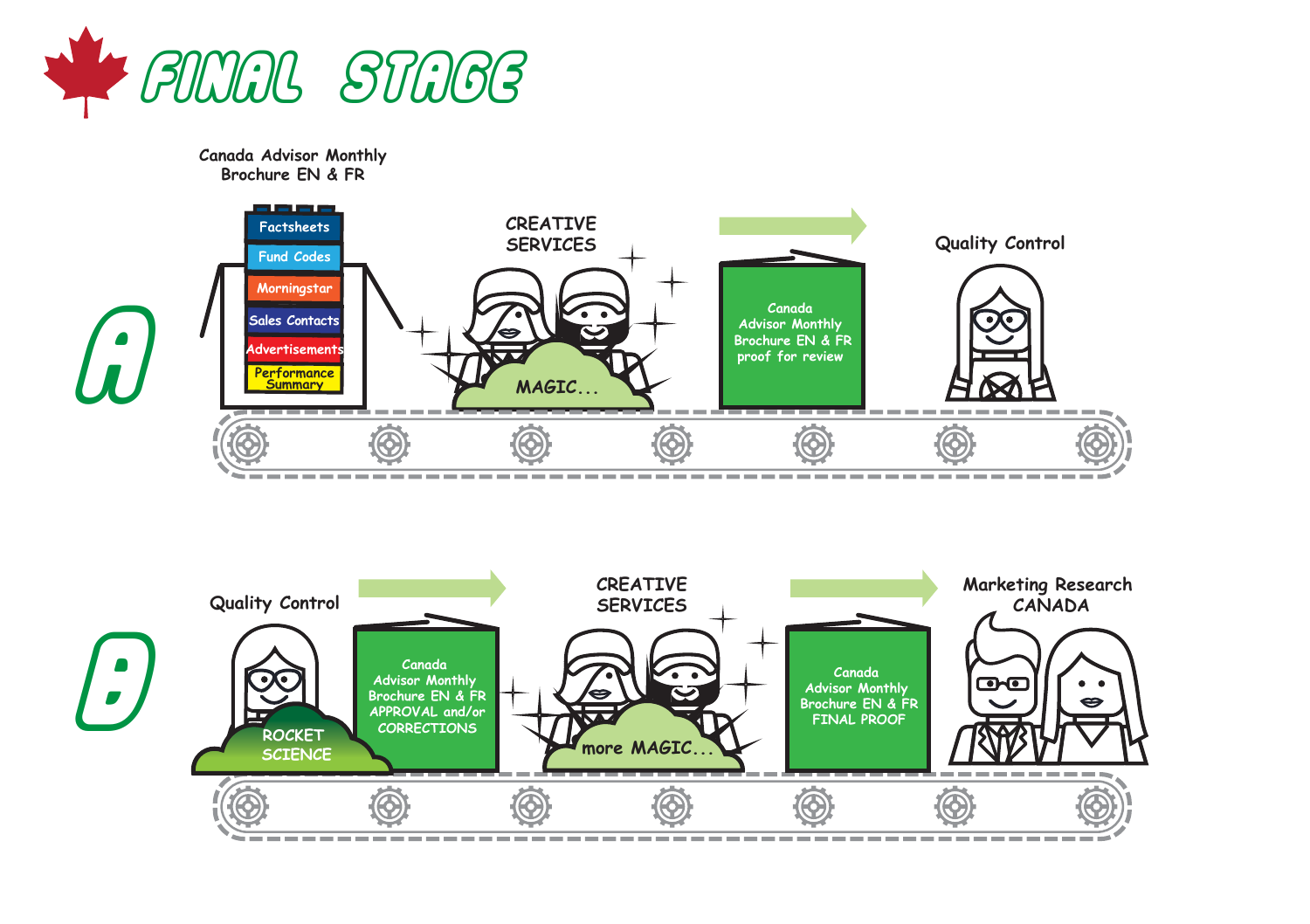# FINAL STAGE

## A

Canada Advisor Monthly Brochure EN & FR

- Factsheets
- Fund Codes
- Morningstar
- Sales Contacts
- Advertisements
- Performance Summary

CREATIVE SERVICES

MAGIC...

Canada Advisor Monthly Brochure EN & FR proof for review

Quality Control

## B

Quality Control

ROCKET SCIENCE

Canada Advisor Monthly Brochure EN & FR APPROVAL and/or CORRECTIONS

CREATIVE SERVICES

more MAGIC...

Canada Advisor Monthly Brochure EN & FR FINAL PROOF

Marketing Research CANADA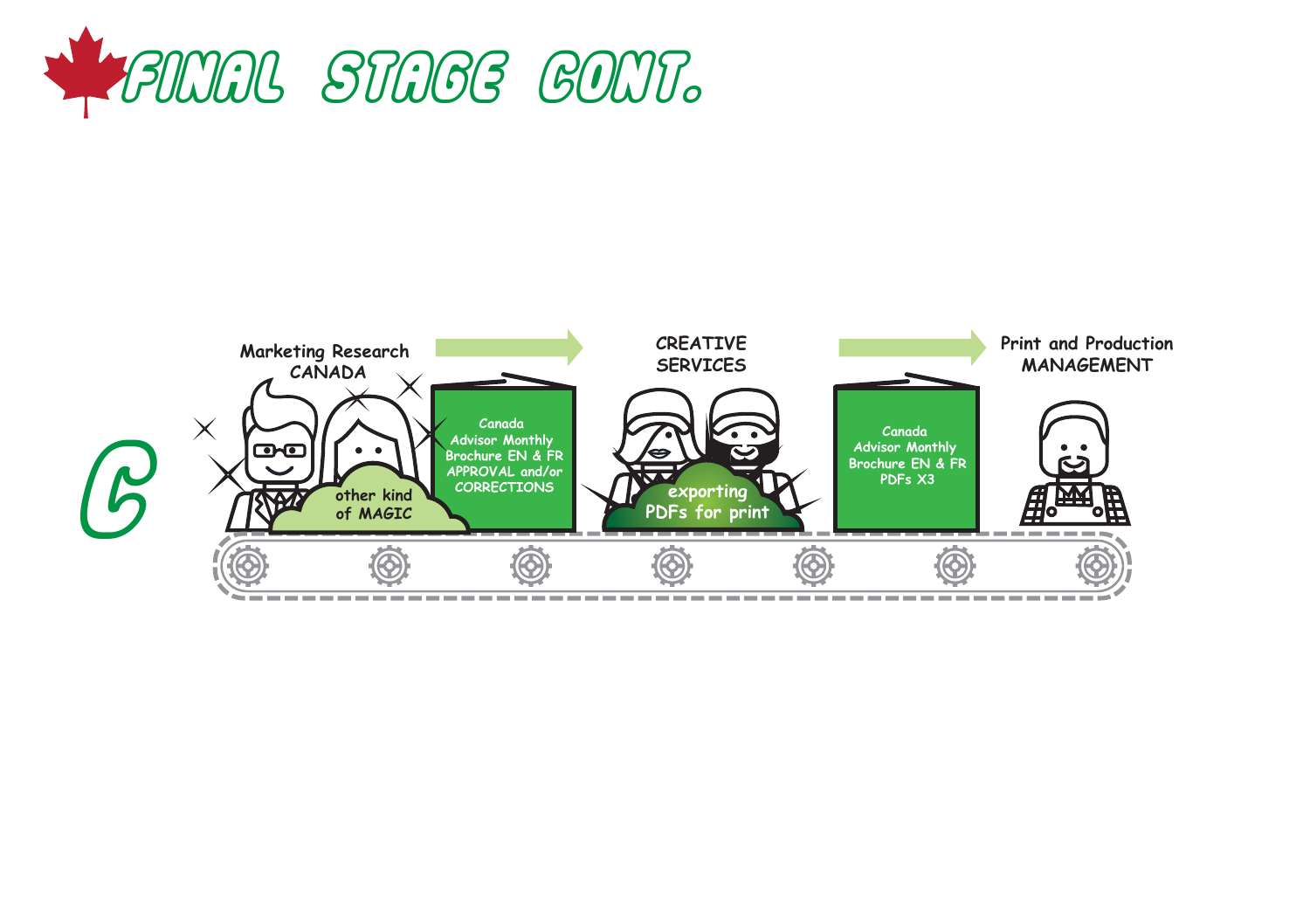# FINAL STAGE CONT.

C

Marketing Research CANADA

other kind of MAGIC

Canada Advisor Monthly Brochure EN & FR APPROVAL and/or CORRECTIONS

CREATIVE SERVICES

exporting PDFs for print

Canada Advisor Monthly Brochure EN & FR PDFs X3

Print and Production MANAGEMENT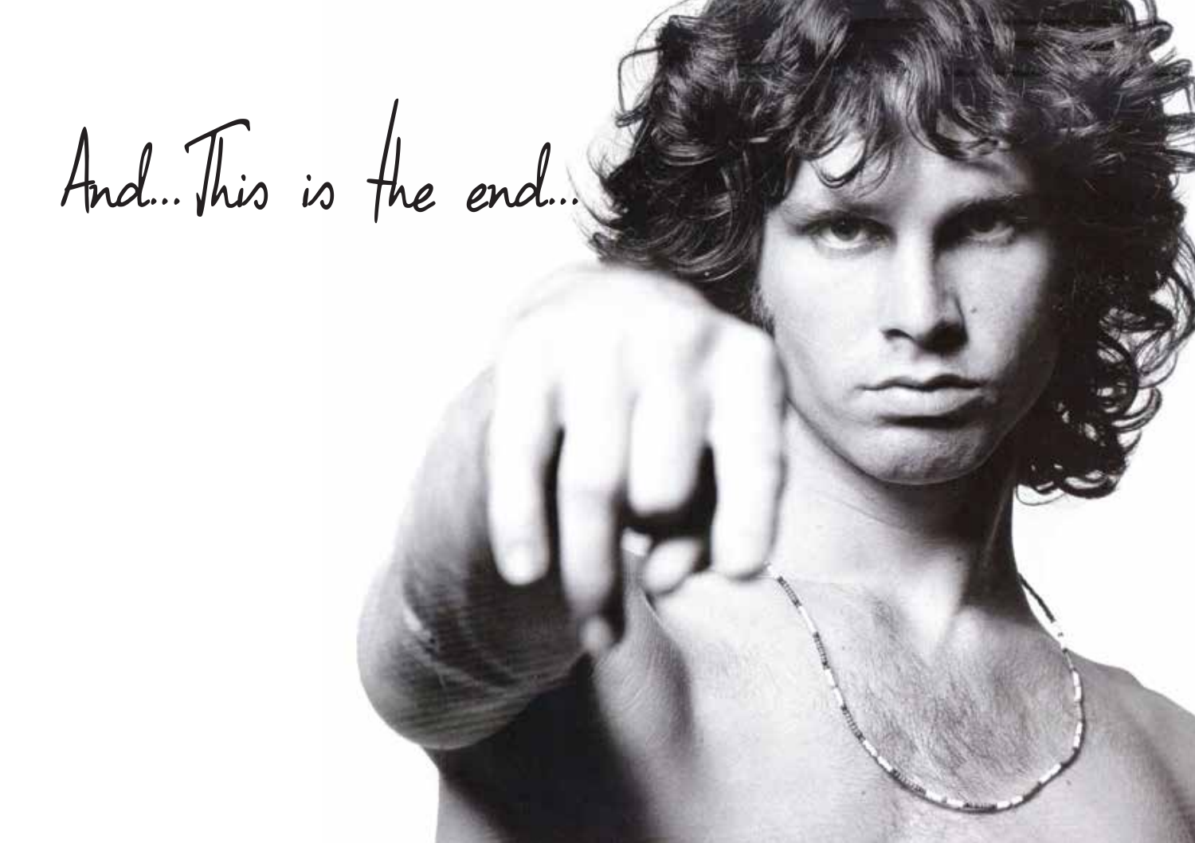And... This is the end...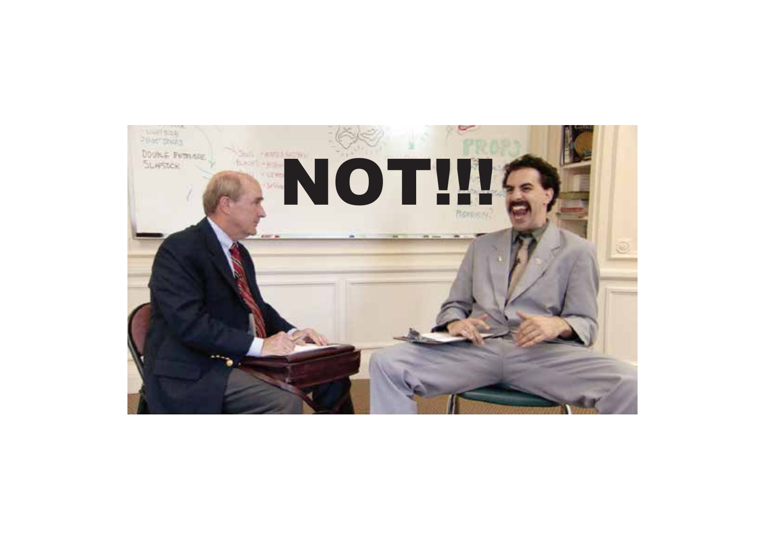NOT!!!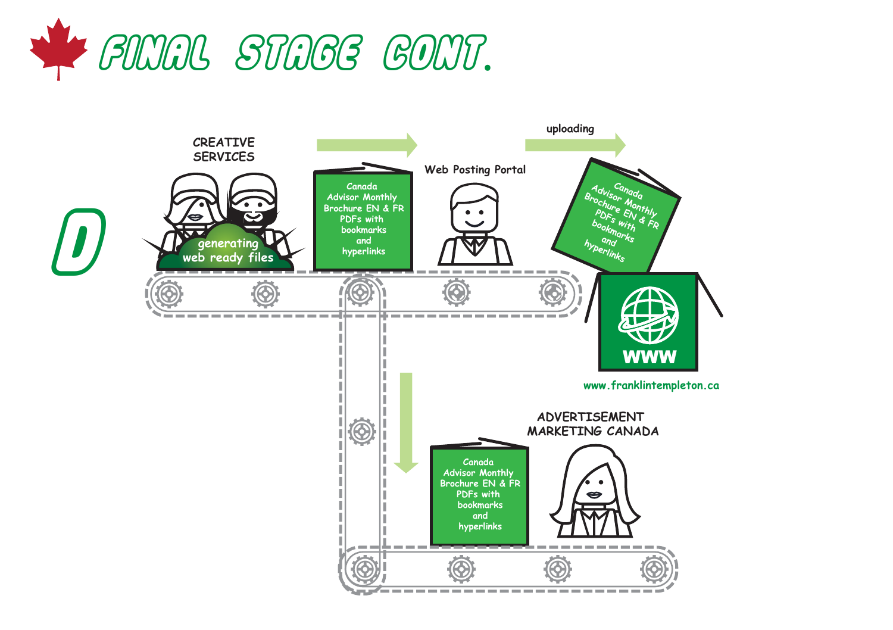# FINAL STAGE CONT.

D

CREATIVE SERVICES

generating web ready files

Canada Advisor Monthly Brochure EN & FR PDFs with bookmarks and hyperlinks

Web Posting Portal

uploading

Canada Advisor Monthly Brochure EN & FR PDFs with bookmarks and hyperlinks

WWW

www.franklintempleton.ca

ADVERTISEMENT MARKETING CANADA

Canada Advisor Monthly Brochure EN & FR PDFs with bookmarks and hyperlinks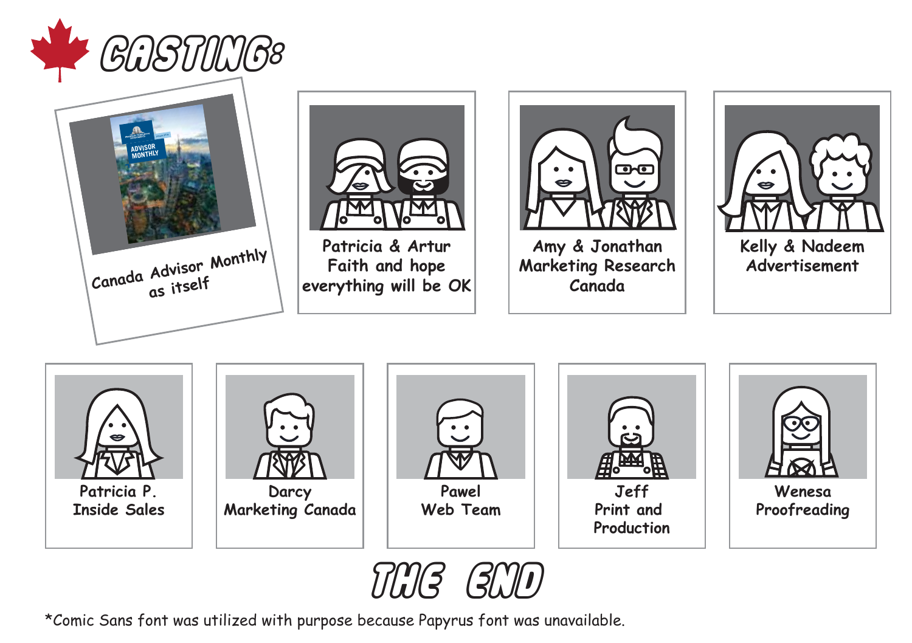# CASTING:

Canada Advisor Monthly as itself

Patricia & Artur
Faith and hope everything will be OK

Amy & Jonathan
Marketing Research Canada

Kelly & Nadeem
Advertisement

Patricia P.
Inside Sales

Darcy
Marketing Canada

Pawel
Web Team

Jeff
Print and Production

Wenesa
Proofreading

# THE END

*Comic Sans font was utilized with purpose because Papyrus font was unavailable.